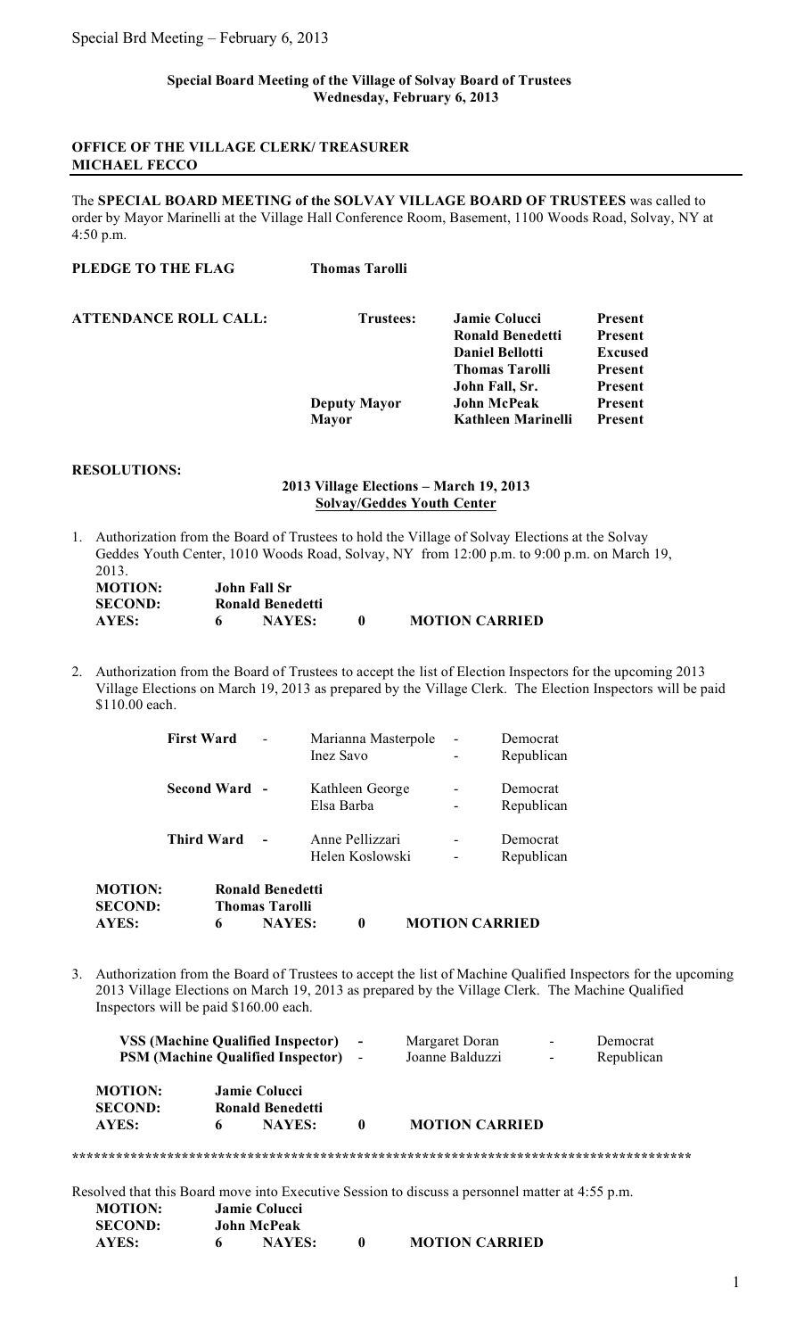**Special Board Meeting of the Village of Solvay Board of Trustees**
**Wednesday, February 6, 2013**

**OFFICE OF THE VILLAGE CLERK/ TREASURER**
**MICHAEL FECCO**

The **SPECIAL BOARD MEETING of the SOLVAY VILLAGE BOARD OF TRUSTEES** was called to order by Mayor Marinelli at the Village Hall Conference Room, Basement, 1100 Woods Road, Solvay, NY at 4:50 p.m.

**PLEDGE TO THE FLAG** **Thomas Tarolli**

| **ATTENDANCE ROLL CALL:** | | | |
|---|---|---|---|
| | **Trustees:** | **Jamie Colucci** | **Present** |
| | | **Ronald Benedetti** | **Present** |
| | | **Daniel Bellotti** | **Excused** |
| | | **Thomas Tarolli** | **Present** |
| | | **John Fall, Sr.** | **Present** |
| | **Deputy Mayor** | **John McPeak** | **Present** |
| | **Mayor** | **Kathleen Marinelli** | **Present** |

**RESOLUTIONS:**

**2013 Village Elections – March 19, 2013**
**Solvay/Geddes Youth Center**

1. Authorization from the Board of Trustees to hold the Village of Solvay Elections at the Solvay Geddes Youth Center, 1010 Woods Road, Solvay, NY from 12:00 p.m. to 9:00 p.m. on March 19, 2013.

   **MOTION:** John Fall Sr
   **SECOND:** Ronald Benedetti
   **AYES:** 6 **NAYES:** 0 **MOTION CARRIED**

2. Authorization from the Board of Trustees to accept the list of Election Inspectors for the upcoming 2013 Village Elections on March 19, 2013 as prepared by the Village Clerk. The Election Inspectors will be paid $110.00 each.

| | | |
|---|---|---|
| **First Ward** - | Marianna Masterpole | - Democrat |
| | Inez Savo | - Republican |
| **Second Ward** - | Kathleen George | - Democrat |
| | Elsa Barba | - Republican |
| **Third Ward** - | Anne Pellizzari | - Democrat |
| | Helen Koslowski | - Republican |

   **MOTION:** Ronald Benedetti
   **SECOND:** Thomas Tarolli
   **AYES:** 6 **NAYES:** 0 **MOTION CARRIED**

3. Authorization from the Board of Trustees to accept the list of Machine Qualified Inspectors for the upcoming 2013 Village Elections on March 19, 2013 as prepared by the Village Clerk. The Machine Qualified Inspectors will be paid $160.00 each.

| | | |
|---|---|---|
| **VSS (Machine Qualified Inspector)** - | Margaret Doran | - Democrat |
| **PSM (Machine Qualified Inspector)** - | Joanne Balduzzi | - Republican |

   **MOTION:** Jamie Colucci
   **SECOND:** Ronald Benedetti
   **AYES:** 6 **NAYES:** 0 **MOTION CARRIED**

---

Resolved that this Board move into Executive Session to discuss a personnel matter at 4:55 p.m.

**MOTION:** Jamie Colucci
**SECOND:** John McPeak
**AYES:** 6 **NAYES:** 0 **MOTION CARRIED**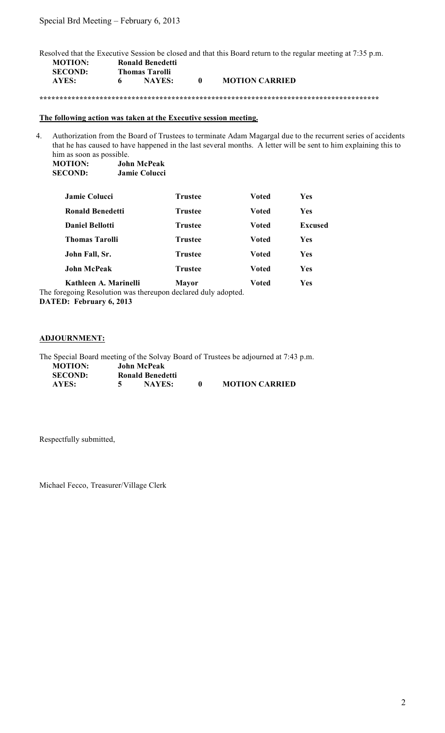Resolved that the Executive Session be closed and that this Board return to the regular meeting at 7:35 p.m.

| | | | | |
|---|---|---|---|---|
| **MOTION:** | **Ronald Benedetti** | | | |
| **SECOND:** | **Thomas Tarolli** | | | |
| **AYES:** | **6** | **NAYES:** | **0** | **MOTION CARRIED** |

**************************************************************************************

**The following action was taken at the Executive session meeting.**

4. Authorization from the Board of Trustees to terminate Adam Magargal due to the recurrent series of accidents that he has caused to have happened in the last several months. A letter will be sent to him explaining this to him as soon as possible.

**MOTION:** **John McPeak**
**SECOND:** **Jamie Colucci**

| | | | |
|---|---|---|---|
| **Jamie Colucci** | **Trustee** | **Voted** | **Yes** |
| **Ronald Benedetti** | **Trustee** | **Voted** | **Yes** |
| **Daniel Bellotti** | **Trustee** | **Voted** | **Excused** |
| **Thomas Tarolli** | **Trustee** | **Voted** | **Yes** |
| **John Fall, Sr.** | **Trustee** | **Voted** | **Yes** |
| **John McPeak** | **Trustee** | **Voted** | **Yes** |
| **Kathleen A. Marinelli** | **Mayor** | **Voted** | **Yes** |

The foregoing Resolution was thereupon declared duly adopted.
**DATED: February 6, 2013**

**ADJOURNMENT:**

The Special Board meeting of the Solvay Board of Trustees be adjourned at 7:43 p.m.

| | | | | |
|---|---|---|---|---|
| **MOTION:** | **John McPeak** | | | |
| **SECOND:** | **Ronald Benedetti** | | | |
| **AYES:** | **5** | **NAYES:** | **0** | **MOTION CARRIED** |

Respectfully submitted,

Michael Fecco, Treasurer/Village Clerk